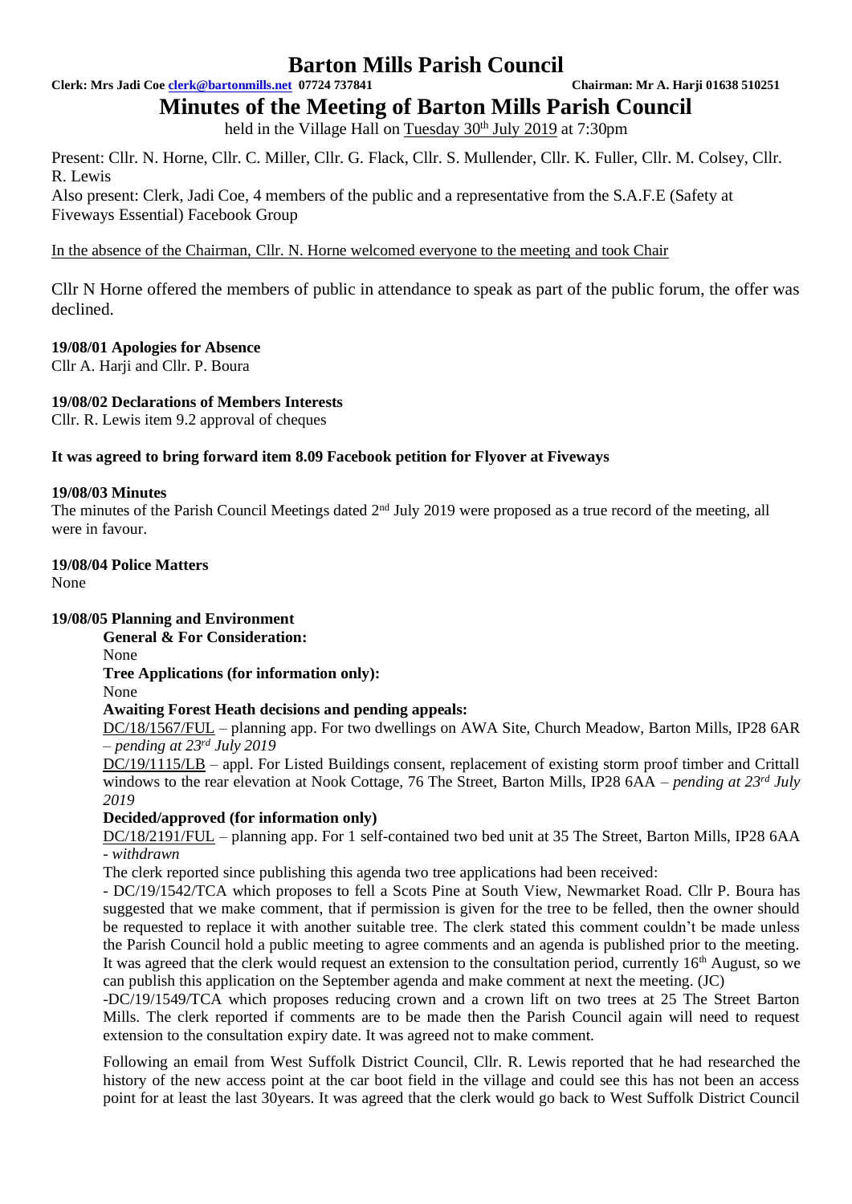# Barton Mills Parish Council

**Clerk: Mrs Jadi Coe clerk@bartonmills.net 07724 737841** **Chairman: Mr A. Harji 01638 510251**

## Minutes of the Meeting of Barton Mills Parish Council

held in the Village Hall on Tuesday 30th July 2019 at 7:30pm

Present: Cllr. N. Horne, Cllr. C. Miller, Cllr. G. Flack, Cllr. S. Mullender, Cllr. K. Fuller, Cllr. M. Colsey, Cllr. R. Lewis

Also present: Clerk, Jadi Coe, 4 members of the public and a representative from the S.A.F.E (Safety at Fiveways Essential) Facebook Group

In the absence of the Chairman, Cllr. N. Horne welcomed everyone to the meeting and took Chair

Cllr N Horne offered the members of public in attendance to speak as part of the public forum, the offer was declined.

**19/08/01 Apologies for Absence**

Cllr A. Harji and Cllr. P. Boura

**19/08/02 Declarations of Members Interests**

Cllr. R. Lewis item 9.2 approval of cheques

**It was agreed to bring forward item 8.09 Facebook petition for Flyover at Fiveways**

**19/08/03 Minutes**

The minutes of the Parish Council Meetings dated 2nd July 2019 were proposed as a true record of the meeting, all were in favour.

**19/08/04 Police Matters**

None

**19/08/05 Planning and Environment**

**General & For Consideration:**

None

**Tree Applications (for information only):**

None

**Awaiting Forest Heath decisions and pending appeals:**

DC/18/1567/FUL – planning app. For two dwellings on AWA Site, Church Meadow, Barton Mills, IP28 6AR – *pending at 23rd July 2019*

DC/19/1115/LB – appl. For Listed Buildings consent, replacement of existing storm proof timber and Crittall windows to the rear elevation at Nook Cottage, 76 The Street, Barton Mills, IP28 6AA – *pending at 23rd July 2019*

**Decided/approved (for information only)**

DC/18/2191/FUL – planning app. For 1 self-contained two bed unit at 35 The Street, Barton Mills, IP28 6AA - *withdrawn*

The clerk reported since publishing this agenda two tree applications had been received:

- DC/19/1542/TCA which proposes to fell a Scots Pine at South View, Newmarket Road. Cllr P. Boura has suggested that we make comment, that if permission is given for the tree to be felled, then the owner should be requested to replace it with another suitable tree. The clerk stated this comment couldn't be made unless the Parish Council hold a public meeting to agree comments and an agenda is published prior to the meeting. It was agreed that the clerk would request an extension to the consultation period, currently 16th August, so we can publish this application on the September agenda and make comment at next the meeting. (JC)

-DC/19/1549/TCA which proposes reducing crown and a crown lift on two trees at 25 The Street Barton Mills. The clerk reported if comments are to be made then the Parish Council again will need to request extension to the consultation expiry date. It was agreed not to make comment.

Following an email from West Suffolk District Council, Cllr. R. Lewis reported that he had researched the history of the new access point at the car boot field in the village and could see this has not been an access point for at least the last 30years. It was agreed that the clerk would go back to West Suffolk District Council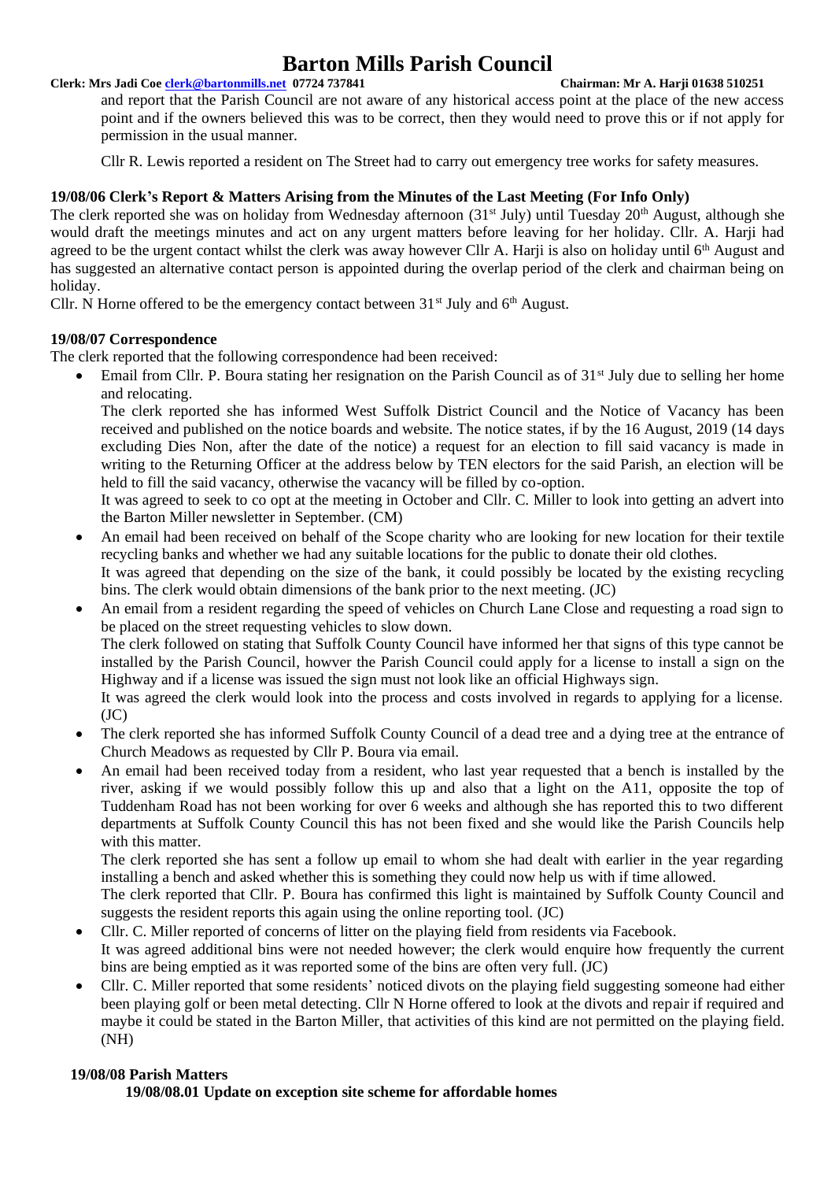and report that the Parish Council are not aware of any historical access point at the place of the new access point and if the owners believed this was to be correct, then they would need to prove this or if not apply for permission in the usual manner.

Cllr R. Lewis reported a resident on The Street had to carry out emergency tree works for safety measures.

**19/08/06 Clerk's Report & Matters Arising from the Minutes of the Last Meeting (For Info Only)**

The clerk reported she was on holiday from Wednesday afternoon (31st July) until Tuesday 20th August, although she would draft the meetings minutes and act on any urgent matters before leaving for her holiday. Cllr. A. Harji had agreed to be the urgent contact whilst the clerk was away however Cllr A. Harji is also on holiday until 6th August and has suggested an alternative contact person is appointed during the overlap period of the clerk and chairman being on holiday.

Cllr. N Horne offered to be the emergency contact between 31st July and 6th August.

**19/08/07 Correspondence**

The clerk reported that the following correspondence had been received:

- Email from Cllr. P. Boura stating her resignation on the Parish Council as of 31st July due to selling her home and relocating.
  The clerk reported she has informed West Suffolk District Council and the Notice of Vacancy has been received and published on the notice boards and website. The notice states, if by the 16 August, 2019 (14 days excluding Dies Non, after the date of the notice) a request for an election to fill said vacancy is made in writing to the Returning Officer at the address below by TEN electors for the said Parish, an election will be held to fill the said vacancy, otherwise the vacancy will be filled by co-option.
  It was agreed to seek to co opt at the meeting in October and Cllr. C. Miller to look into getting an advert into the Barton Miller newsletter in September. (CM)
- An email had been received on behalf of the Scope charity who are looking for new location for their textile recycling banks and whether we had any suitable locations for the public to donate their old clothes.
  It was agreed that depending on the size of the bank, it could possibly be located by the existing recycling bins. The clerk would obtain dimensions of the bank prior to the next meeting. (JC)
- An email from a resident regarding the speed of vehicles on Church Lane Close and requesting a road sign to be placed on the street requesting vehicles to slow down.
  The clerk followed on stating that Suffolk County Council have informed her that signs of this type cannot be installed by the Parish Council, howver the Parish Council could apply for a license to install a sign on the Highway and if a license was issued the sign must not look like an official Highways sign.
  It was agreed the clerk would look into the process and costs involved in regards to applying for a license. (JC)
- The clerk reported she has informed Suffolk County Council of a dead tree and a dying tree at the entrance of Church Meadows as requested by Cllr P. Boura via email.
- An email had been received today from a resident, who last year requested that a bench is installed by the river, asking if we would possibly follow this up and also that a light on the A11, opposite the top of Tuddenham Road has not been working for over 6 weeks and although she has reported this to two different departments at Suffolk County Council this has not been fixed and she would like the Parish Councils help with this matter.
  The clerk reported she has sent a follow up email to whom she had dealt with earlier in the year regarding installing a bench and asked whether this is something they could now help us with if time allowed.
  The clerk reported that Cllr. P. Boura has confirmed this light is maintained by Suffolk County Council and suggests the resident reports this again using the online reporting tool. (JC)
- Cllr. C. Miller reported of concerns of litter on the playing field from residents via Facebook.
  It was agreed additional bins were not needed however; the clerk would enquire how frequently the current bins are being emptied as it was reported some of the bins are often very full. (JC)
- Cllr. C. Miller reported that some residents' noticed divots on the playing field suggesting someone had either been playing golf or been metal detecting. Cllr N Horne offered to look at the divots and repair if required and maybe it could be stated in the Barton Miller, that activities of this kind are not permitted on the playing field. (NH)

**19/08/08 Parish Matters**

**19/08/08.01 Update on exception site scheme for affordable homes**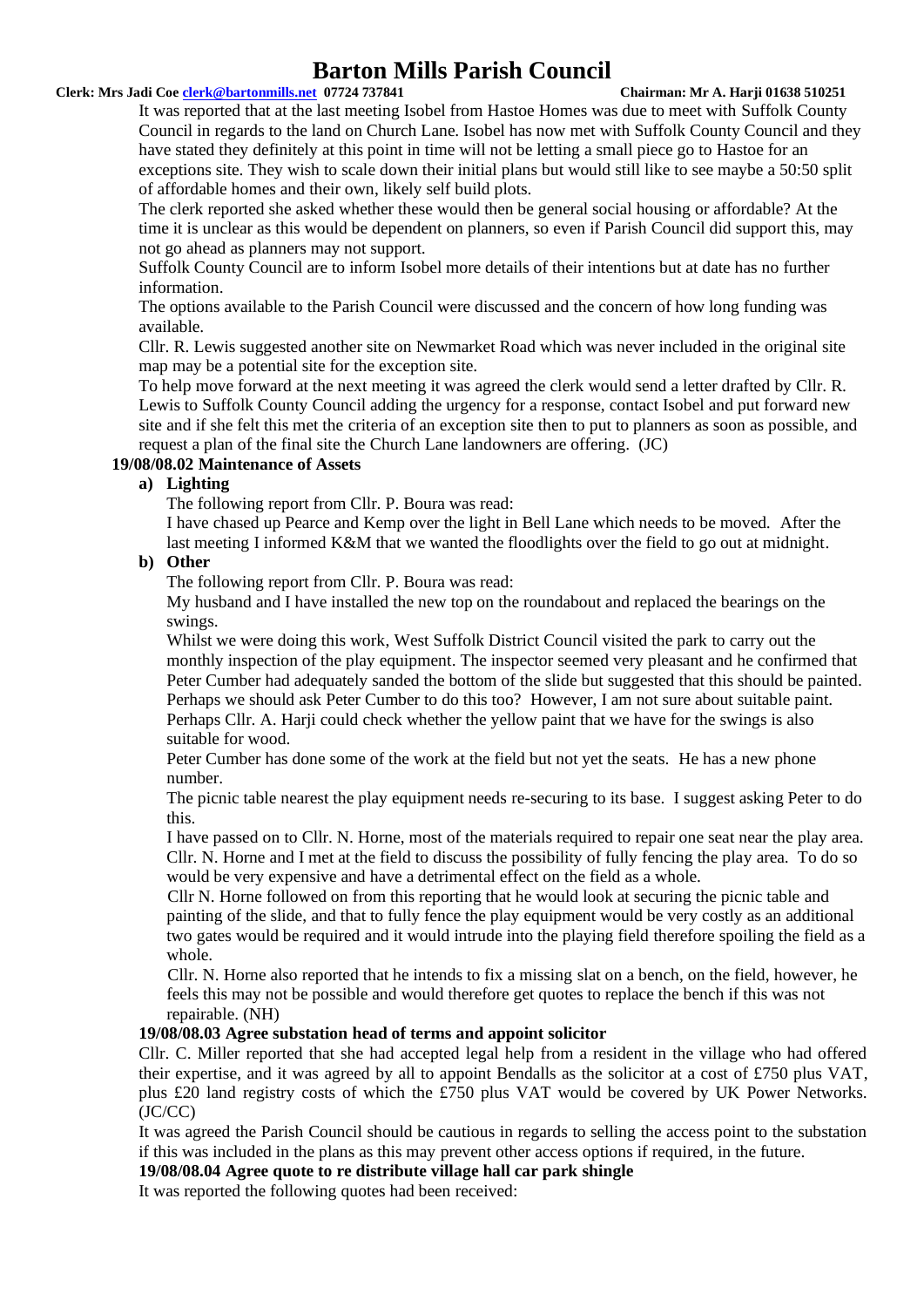It was reported that at the last meeting Isobel from Hastoe Homes was due to meet with Suffolk County Council in regards to the land on Church Lane. Isobel has now met with Suffolk County Council and they have stated they definitely at this point in time will not be letting a small piece go to Hastoe for an exceptions site. They wish to scale down their initial plans but would still like to see maybe a 50:50 split of affordable homes and their own, likely self build plots.

The clerk reported she asked whether these would then be general social housing or affordable? At the time it is unclear as this would be dependent on planners, so even if Parish Council did support this, may not go ahead as planners may not support.

Suffolk County Council are to inform Isobel more details of their intentions but at date has no further information.

The options available to the Parish Council were discussed and the concern of how long funding was available.

Cllr. R. Lewis suggested another site on Newmarket Road which was never included in the original site map may be a potential site for the exception site.

To help move forward at the next meeting it was agreed the clerk would send a letter drafted by Cllr. R. Lewis to Suffolk County Council adding the urgency for a response, contact Isobel and put forward new site and if she felt this met the criteria of an exception site then to put to planners as soon as possible, and request a plan of the final site the Church Lane landowners are offering. (JC)

**19/08/08.02 Maintenance of Assets**

**a) Lighting**

The following report from Cllr. P. Boura was read:

I have chased up Pearce and Kemp over the light in Bell Lane which needs to be moved. After the last meeting I informed K&M that we wanted the floodlights over the field to go out at midnight.

**b) Other**

The following report from Cllr. P. Boura was read:

My husband and I have installed the new top on the roundabout and replaced the bearings on the swings.

Whilst we were doing this work, West Suffolk District Council visited the park to carry out the monthly inspection of the play equipment. The inspector seemed very pleasant and he confirmed that Peter Cumber had adequately sanded the bottom of the slide but suggested that this should be painted. Perhaps we should ask Peter Cumber to do this too? However, I am not sure about suitable paint. Perhaps Cllr. A. Harji could check whether the yellow paint that we have for the swings is also suitable for wood.

Peter Cumber has done some of the work at the field but not yet the seats. He has a new phone number.

The picnic table nearest the play equipment needs re-securing to its base. I suggest asking Peter to do this.

I have passed on to Cllr. N. Horne, most of the materials required to repair one seat near the play area. Cllr. N. Horne and I met at the field to discuss the possibility of fully fencing the play area. To do so would be very expensive and have a detrimental effect on the field as a whole.

Cllr N. Horne followed on from this reporting that he would look at securing the picnic table and painting of the slide, and that to fully fence the play equipment would be very costly as an additional two gates would be required and it would intrude into the playing field therefore spoiling the field as a whole.

Cllr. N. Horne also reported that he intends to fix a missing slat on a bench, on the field, however, he feels this may not be possible and would therefore get quotes to replace the bench if this was not repairable. (NH)

**19/08/08.03 Agree substation head of terms and appoint solicitor**

Cllr. C. Miller reported that she had accepted legal help from a resident in the village who had offered their expertise, and it was agreed by all to appoint Bendalls as the solicitor at a cost of £750 plus VAT, plus £20 land registry costs of which the £750 plus VAT would be covered by UK Power Networks. (JC/CC)

It was agreed the Parish Council should be cautious in regards to selling the access point to the substation if this was included in the plans as this may prevent other access options if required, in the future.

**19/08/08.04 Agree quote to re distribute village hall car park shingle**

It was reported the following quotes had been received: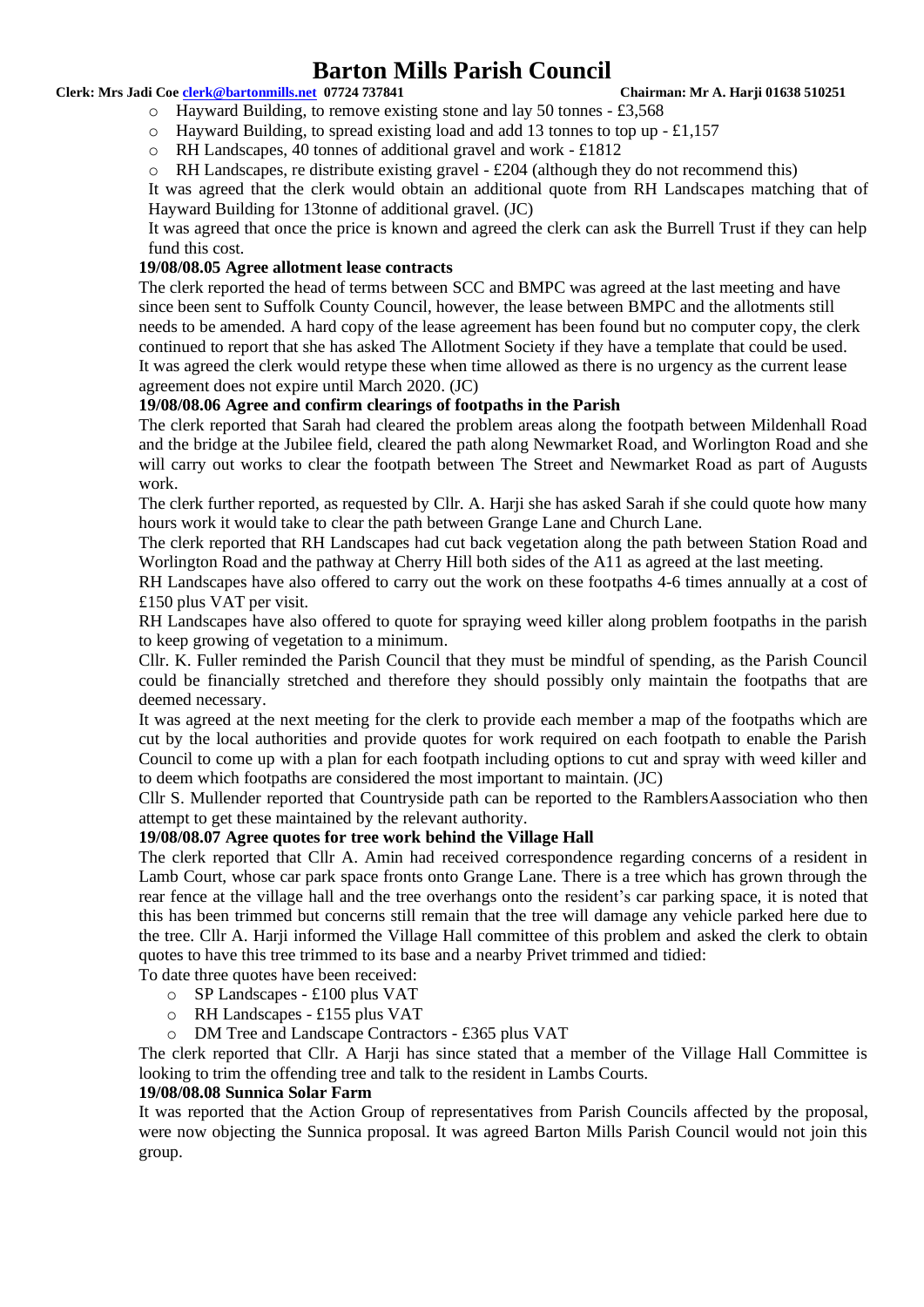- Hayward Building, to remove existing stone and lay 50 tonnes - £3,568
- Hayward Building, to spread existing load and add 13 tonnes to top up - £1,157
- RH Landscapes, 40 tonnes of additional gravel and work - £1812
- RH Landscapes, re distribute existing gravel - £204 (although they do not recommend this)

It was agreed that the clerk would obtain an additional quote from RH Landscapes matching that of Hayward Building for 13tonne of additional gravel. (JC)

It was agreed that once the price is known and agreed the clerk can ask the Burrell Trust if they can help fund this cost.

**19/08/08.05 Agree allotment lease contracts**

The clerk reported the head of terms between SCC and BMPC was agreed at the last meeting and have since been sent to Suffolk County Council, however, the lease between BMPC and the allotments still needs to be amended. A hard copy of the lease agreement has been found but no computer copy, the clerk continued to report that she has asked The Allotment Society if they have a template that could be used. It was agreed the clerk would retype these when time allowed as there is no urgency as the current lease agreement does not expire until March 2020. (JC)

**19/08/08.06 Agree and confirm clearings of footpaths in the Parish**

The clerk reported that Sarah had cleared the problem areas along the footpath between Mildenhall Road and the bridge at the Jubilee field, cleared the path along Newmarket Road, and Worlington Road and she will carry out works to clear the footpath between The Street and Newmarket Road as part of Augusts work.

The clerk further reported, as requested by Cllr. A. Harji she has asked Sarah if she could quote how many hours work it would take to clear the path between Grange Lane and Church Lane.

The clerk reported that RH Landscapes had cut back vegetation along the path between Station Road and Worlington Road and the pathway at Cherry Hill both sides of the A11 as agreed at the last meeting.

RH Landscapes have also offered to carry out the work on these footpaths 4-6 times annually at a cost of £150 plus VAT per visit.

RH Landscapes have also offered to quote for spraying weed killer along problem footpaths in the parish to keep growing of vegetation to a minimum.

Cllr. K. Fuller reminded the Parish Council that they must be mindful of spending, as the Parish Council could be financially stretched and therefore they should possibly only maintain the footpaths that are deemed necessary.

It was agreed at the next meeting for the clerk to provide each member a map of the footpaths which are cut by the local authorities and provide quotes for work required on each footpath to enable the Parish Council to come up with a plan for each footpath including options to cut and spray with weed killer and to deem which footpaths are considered the most important to maintain. (JC)

Cllr S. Mullender reported that Countryside path can be reported to the RamblersAassociation who then attempt to get these maintained by the relevant authority.

**19/08/08.07 Agree quotes for tree work behind the Village Hall**

The clerk reported that Cllr A. Amin had received correspondence regarding concerns of a resident in Lamb Court, whose car park space fronts onto Grange Lane. There is a tree which has grown through the rear fence at the village hall and the tree overhangs onto the resident's car parking space, it is noted that this has been trimmed but concerns still remain that the tree will damage any vehicle parked here due to the tree. Cllr A. Harji informed the Village Hall committee of this problem and asked the clerk to obtain quotes to have this tree trimmed to its base and a nearby Privet trimmed and tidied:

To date three quotes have been received:

- SP Landscapes - £100 plus VAT
- RH Landscapes - £155 plus VAT
- DM Tree and Landscape Contractors - £365 plus VAT

The clerk reported that Cllr. A Harji has since stated that a member of the Village Hall Committee is looking to trim the offending tree and talk to the resident in Lambs Courts.

**19/08/08.08 Sunnica Solar Farm**

It was reported that the Action Group of representatives from Parish Councils affected by the proposal, were now objecting the Sunnica proposal. It was agreed Barton Mills Parish Council would not join this group.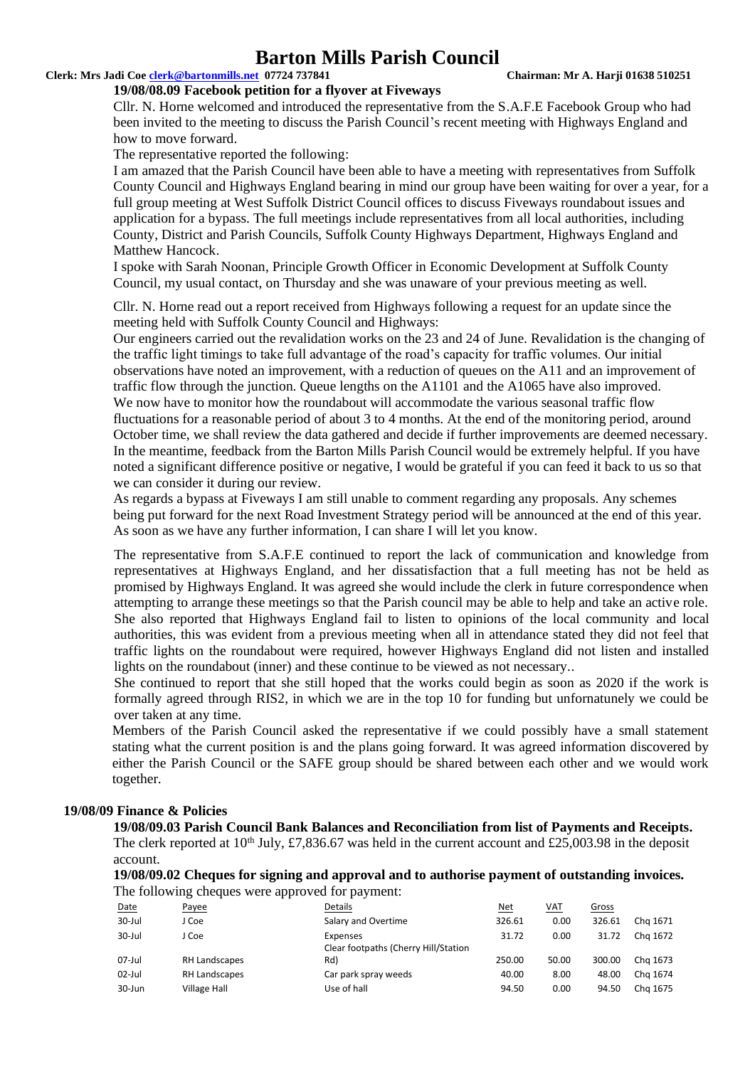**19/08/08.09 Facebook petition for a flyover at Fiveways**

Cllr. N. Horne welcomed and introduced the representative from the S.A.F.E Facebook Group who had been invited to the meeting to discuss the Parish Council's recent meeting with Highways England and how to move forward.

The representative reported the following:

I am amazed that the Parish Council have been able to have a meeting with representatives from Suffolk County Council and Highways England bearing in mind our group have been waiting for over a year, for a full group meeting at West Suffolk District Council offices to discuss Fiveways roundabout issues and application for a bypass. The full meetings include representatives from all local authorities, including County, District and Parish Councils, Suffolk County Highways Department, Highways England and Matthew Hancock.

I spoke with Sarah Noonan, Principle Growth Officer in Economic Development at Suffolk County Council, my usual contact, on Thursday and she was unaware of your previous meeting as well.

Cllr. N. Horne read out a report received from Highways following a request for an update since the meeting held with Suffolk County Council and Highways:

Our engineers carried out the revalidation works on the 23 and 24 of June. Revalidation is the changing of the traffic light timings to take full advantage of the road's capacity for traffic volumes. Our initial observations have noted an improvement, with a reduction of queues on the A11 and an improvement of traffic flow through the junction. Queue lengths on the A1101 and the A1065 have also improved.

We now have to monitor how the roundabout will accommodate the various seasonal traffic flow fluctuations for a reasonable period of about 3 to 4 months. At the end of the monitoring period, around October time, we shall review the data gathered and decide if further improvements are deemed necessary. In the meantime, feedback from the Barton Mills Parish Council would be extremely helpful. If you have noted a significant difference positive or negative, I would be grateful if you can feed it back to us so that we can consider it during our review.

As regards a bypass at Fiveways I am still unable to comment regarding any proposals. Any schemes being put forward for the next Road Investment Strategy period will be announced at the end of this year. As soon as we have any further information, I can share I will let you know.

The representative from S.A.F.E continued to report the lack of communication and knowledge from representatives at Highways England, and her dissatisfaction that a full meeting has not be held as promised by Highways England. It was agreed she would include the clerk in future correspondence when attempting to arrange these meetings so that the Parish council may be able to help and take an active role. She also reported that Highways England fail to listen to opinions of the local community and local authorities, this was evident from a previous meeting when all in attendance stated they did not feel that traffic lights on the roundabout were required, however Highways England did not listen and installed lights on the roundabout (inner) and these continue to be viewed as not necessary..

She continued to report that she still hoped that the works could begin as soon as 2020 if the work is formally agreed through RIS2, in which we are in the top 10 for funding but unfornatunely we could be over taken at any time.

Members of the Parish Council asked the representative if we could possibly have a small statement stating what the current position is and the plans going forward. It was agreed information discovered by either the Parish Council or the SAFE group should be shared between each other and we would work together.

**19/08/09 Finance & Policies**

**19/08/09.03 Parish Council Bank Balances and Reconciliation from list of Payments and Receipts.**

The clerk reported at 10th July, £7,836.67 was held in the current account and £25,003.98 in the deposit account.

**19/08/09.02 Cheques for signing and approval and to authorise payment of outstanding invoices.**

The following cheques were approved for payment:

| Date | Payee | Details | Net | VAT | Gross | |
|---|---|---|---|---|---|---|
| 30-Jul | J Coe | Salary and Overtime | 326.61 | 0.00 | 326.61 | Chq 1671 |
| 30-Jul | J Coe | Expenses | 31.72 | 0.00 | 31.72 | Chq 1672 |
| 07-Jul | RH Landscapes | Clear footpaths (Cherry Hill/Station Rd) | 250.00 | 50.00 | 300.00 | Chq 1673 |
| 02-Jul | RH Landscapes | Car park spray weeds | 40.00 | 8.00 | 48.00 | Chq 1674 |
| 30-Jun | Village Hall | Use of hall | 94.50 | 0.00 | 94.50 | Chq 1675 |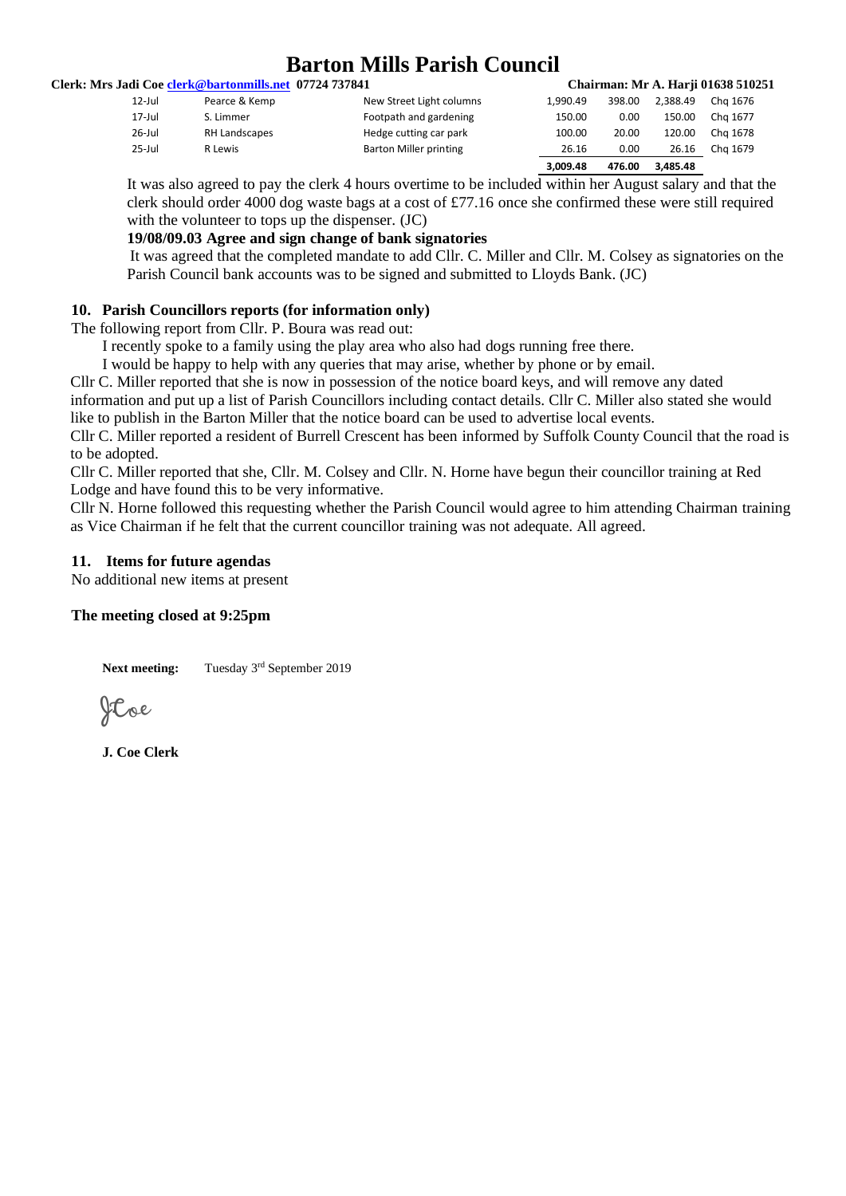# Barton Mills Parish Council

**Clerk: Mrs Jadi Coe clerk@bartonmills.net 07724 737841** **Chairman: Mr A. Harji 01638 510251**

| | | | | | | |
|---|---|---|---|---|---|---|
| 12-Jul | Pearce & Kemp | New Street Light columns | 1,990.49 | 398.00 | 2,388.49 | Chq 1676 |
| 17-Jul | S. Limmer | Footpath and gardening | 150.00 | 0.00 | 150.00 | Chq 1677 |
| 26-Jul | RH Landscapes | Hedge cutting car park | 100.00 | 20.00 | 120.00 | Chq 1678 |
| 25-Jul | R Lewis | Barton Miller printing | 26.16 | 0.00 | 26.16 | Chq 1679 |
| | | | **3,009.48** | **476.00** | **3,485.48** | |

It was also agreed to pay the clerk 4 hours overtime to be included within her August salary and that the clerk should order 4000 dog waste bags at a cost of £77.16 once she confirmed these were still required with the volunteer to tops up the dispenser. (JC)

**19/08/09.03 Agree and sign change of bank signatories**

It was agreed that the completed mandate to add Cllr. C. Miller and Cllr. M. Colsey as signatories on the Parish Council bank accounts was to be signed and submitted to Lloyds Bank. (JC)

## 10. Parish Councillors reports (for information only)

The following report from Cllr. P. Boura was read out:

I recently spoke to a family using the play area who also had dogs running free there.

I would be happy to help with any queries that may arise, whether by phone or by email.

Cllr C. Miller reported that she is now in possession of the notice board keys, and will remove any dated information and put up a list of Parish Councillors including contact details. Cllr C. Miller also stated she would like to publish in the Barton Miller that the notice board can be used to advertise local events.

Cllr C. Miller reported a resident of Burrell Crescent has been informed by Suffolk County Council that the road is to be adopted.

Cllr C. Miller reported that she, Cllr. M. Colsey and Cllr. N. Horne have begun their councillor training at Red Lodge and have found this to be very informative.

Cllr N. Horne followed this requesting whether the Parish Council would agree to him attending Chairman training as Vice Chairman if he felt that the current councillor training was not adequate. All agreed.

## 11. Items for future agendas

No additional new items at present

**The meeting closed at 9:25pm**

**Next meeting:** Tuesday 3rd September 2019

JCoe

**J. Coe Clerk**